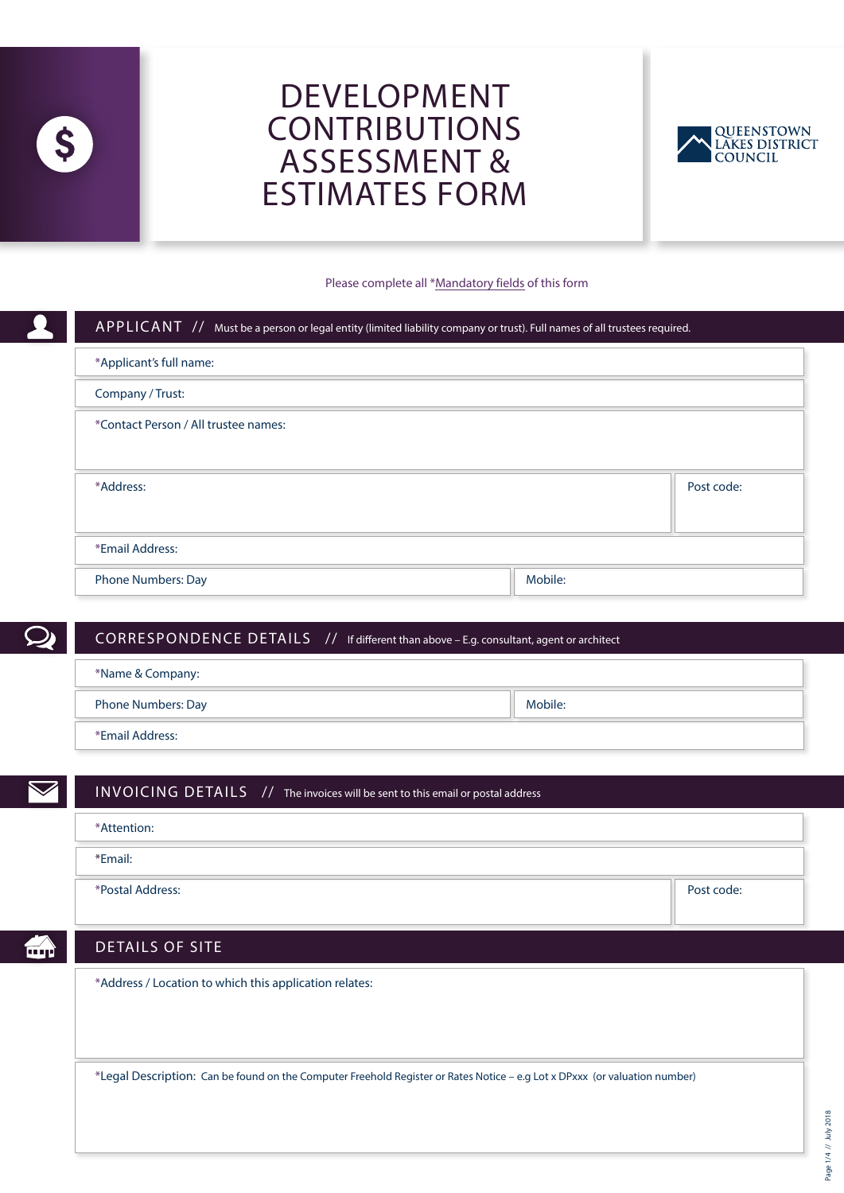# DEVELOPMENT CONTRIBUTIONS ASSESSMENT & ESTIMATES FORM

QUEENSTOWN LAKES DISTRICT COUNCIL

Please complete all *Mandatory fields of this form

## APPLICANT // Must be a person or legal entity (limited liability company or trust). Full names of all trustees required.

*Applicant's full name:

Company / Trust:

*Contact Person / All trustee names:

*Address: | Post code:

*Email Address:

Phone Numbers: Day | Mobile:

## CORRESPONDENCE DETAILS // If different than above – E.g. consultant, agent or architect

*Name & Company:

Phone Numbers: Day | Mobile:

*Email Address:

## INVOICING DETAILS // The invoices will be sent to this email or postal address

*Attention:

*Email:

*Postal Address: | Post code:

## DETAILS OF SITE

*Address / Location to which this application relates:

*Legal Description: Can be found on the Computer Freehold Register or Rates Notice – e.g Lot x DPxxx (or valuation number)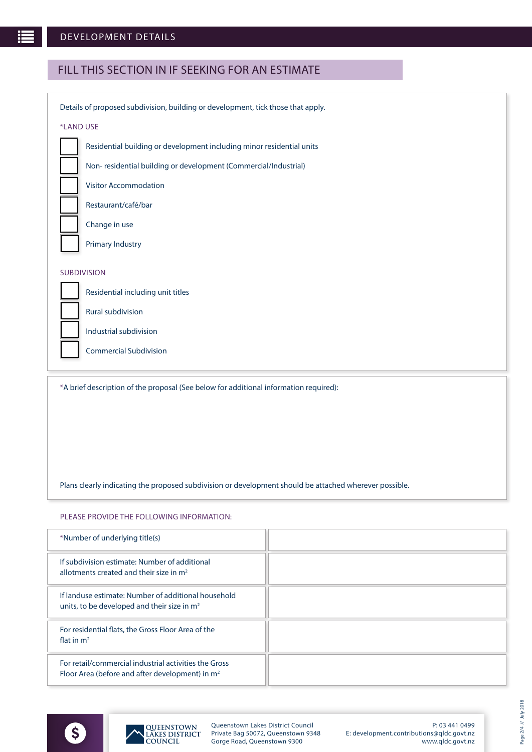## DEVELOPMENT DETAILS

### FILL THIS SECTION IN IF SEEKING FOR AN ESTIMATE

Details of proposed subdivision, building or development, tick those that apply.

*LAND USE

- [ ] Residential building or development including minor residential units
- [ ] Non- residential building or development (Commercial/Industrial)
- [ ] Visitor Accommodation
- [ ] Restaurant/café/bar
- [ ] Change in use
- [ ] Primary Industry

SUBDIVISION

- [ ] Residential including unit titles
- [ ] Rural subdivision
- [ ] Industrial subdivision
- [ ] Commercial Subdivision

*A brief description of the proposal (See below for additional information required):

Plans clearly indicating the proposed subdivision or development should be attached wherever possible.

PLEASE PROVIDE THE FOLLOWING INFORMATION:

| | |
|---|---|
| *Number of underlying title(s) | |
| If subdivision estimate: Number of additional allotments created and their size in $m^2$ | |
| If landuse estimate: Number of additional household units, to be developed and their size in $m^2$ | |
| For residential flats, the Gross Floor Area of the flat in $m^2$ | |
| For retail/commercial industrial activities the Gross Floor Area (before and after development) in $m^2$ | |

Queenstown Lakes District Council
Private Bag 50072, Queenstown 9348
Gorge Road, Queenstown 9300

P: 03 441 0499
E: development.contributions@qldc.govt.nz
www.qldc.govt.nz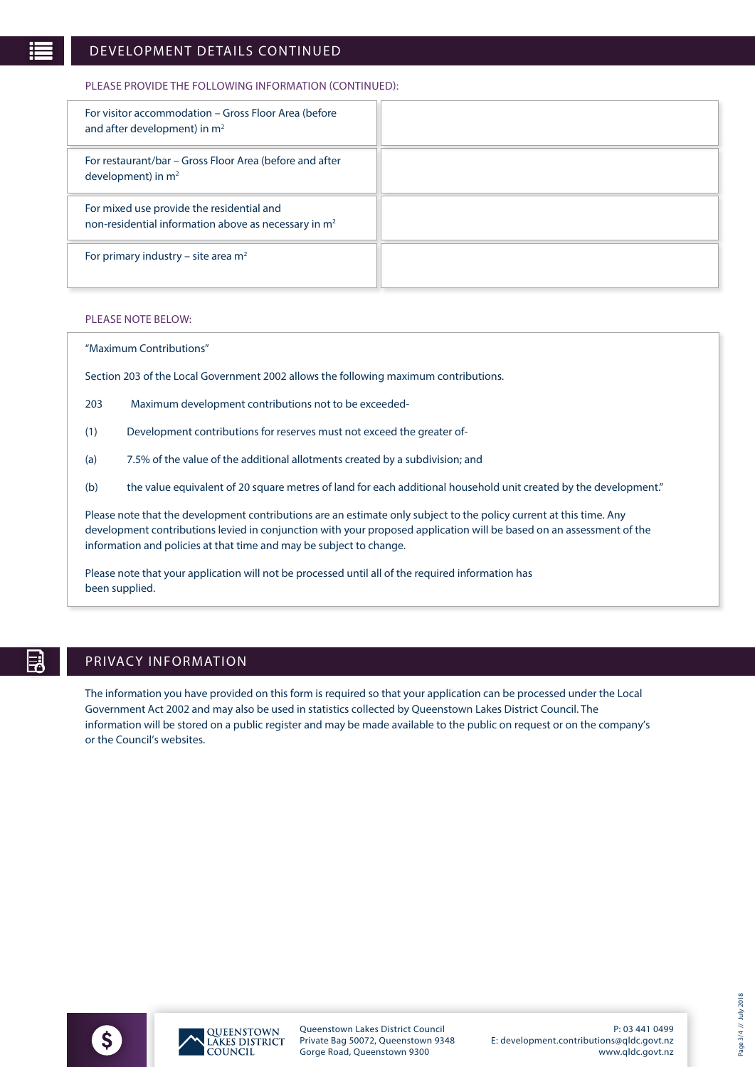## DEVELOPMENT DETAILS CONTINUED

PLEASE PROVIDE THE FOLLOWING INFORMATION (CONTINUED):

| | |
|---|---|
| For visitor accommodation – Gross Floor Area (before and after development) in $m^2$ | |
| For restaurant/bar – Gross Floor Area (before and after development) in $m^2$ | |
| For mixed use provide the residential and non-residential information above as necessary in $m^2$ | |
| For primary industry – site area $m^2$ | |

PLEASE NOTE BELOW:

"Maximum Contributions"

Section 203 of the Local Government 2002 allows the following maximum contributions.

203 Maximum development contributions not to be exceeded-

(1) Development contributions for reserves must not exceed the greater of-

(a) 7.5% of the value of the additional allotments created by a subdivision; and

(b) the value equivalent of 20 square metres of land for each additional household unit created by the development."

Please note that the development contributions are an estimate only subject to the policy current at this time. Any development contributions levied in conjunction with your proposed application will be based on an assessment of the information and policies at that time and may be subject to change.

Please note that your application will not be processed until all of the required information has been supplied.

## PRIVACY INFORMATION

The information you have provided on this form is required so that your application can be processed under the Local Government Act 2002 and may also be used in statistics collected by Queenstown Lakes District Council. The information will be stored on a public register and may be made available to the public on request or on the company's or the Council's websites.

QUEENSTOWN LAKES DISTRICT COUNCIL

Queenstown Lakes District Council
Private Bag 50072, Queenstown 9348
Gorge Road, Queenstown 9300

P: 03 441 0499
E: development.contributions@qldc.govt.nz
www.qldc.govt.nz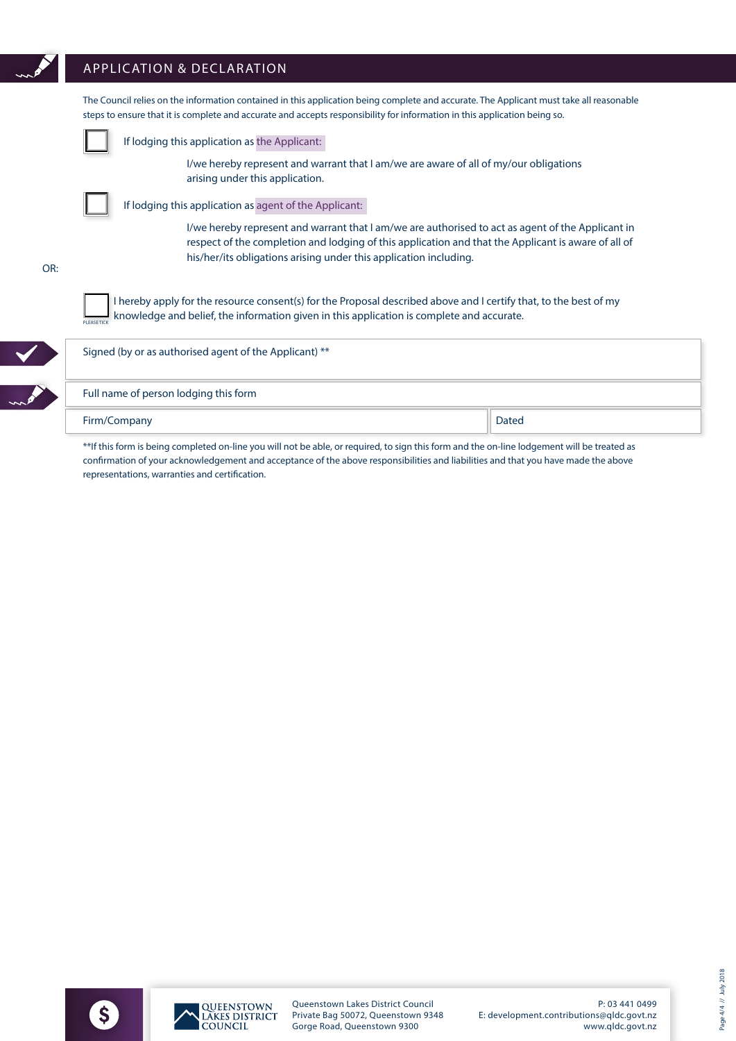## APPLICATION & DECLARATION

The Council relies on the information contained in this application being complete and accurate. The Applicant must take all reasonable steps to ensure that it is complete and accurate and accepts responsibility for information in this application being so.

☐ If lodging this application as the Applicant:

I/we hereby represent and warrant that I am/we are aware of all of my/our obligations arising under this application.

☐ If lodging this application as agent of the Applicant:

I/we hereby represent and warrant that I am/we are authorised to act as agent of the Applicant in respect of the completion and lodging of this application and that the Applicant is aware of all of his/her/its obligations arising under this application including.

OR:

☐ PLEASE TICK I hereby apply for the resource consent(s) for the Proposal described above and I certify that, to the best of my knowledge and belief, the information given in this application is complete and accurate.

| | |
|---|---|
| Signed (by or as authorised agent of the Applicant) ** | |
| Full name of person lodging this form | |
| Firm/Company | Dated |

**If this form is being completed on-line you will not be able, or required, to sign this form and the on-line lodgement will be treated as confirmation of your acknowledgement and acceptance of the above responsibilities and liabilities and that you have made the above representations, warranties and certification.

QUEENSTOWN LAKES DISTRICT COUNCIL

Queenstown Lakes District Council
Private Bag 50072, Queenstown 9348
Gorge Road, Queenstown 9300

P: 03 441 0499
E: development.contributions@qldc.govt.nz
www.qldc.govt.nz